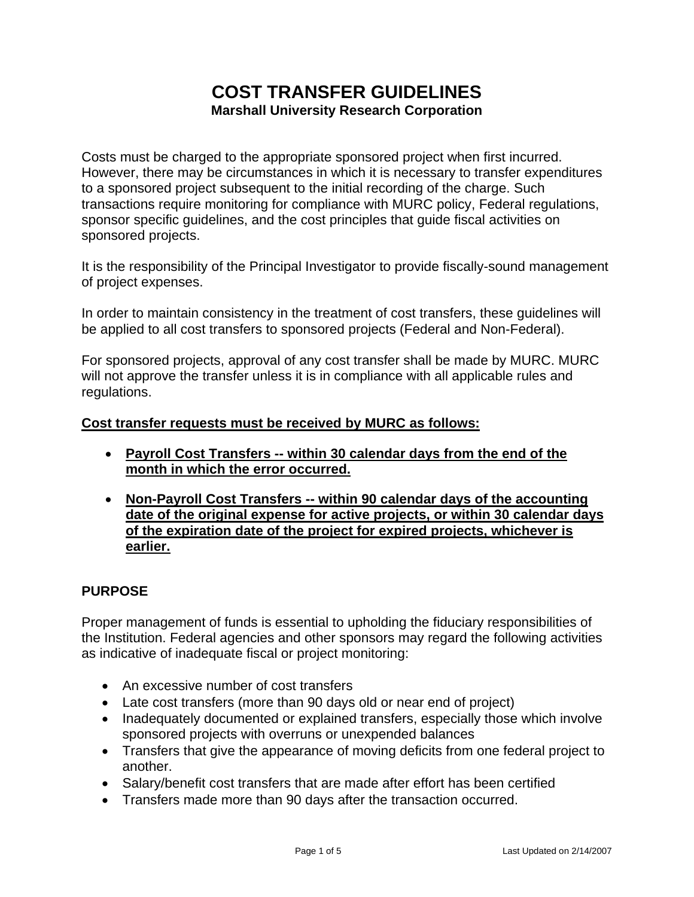# COST TRANSFER GUIDELINES

**Marshall University Research Corporation**

Costs must be charged to the appropriate sponsored project when first incurred. However, there may be circumstances in which it is necessary to transfer expenditures to a sponsored project subsequent to the initial recording of the charge. Such transactions require monitoring for compliance with MURC policy, Federal regulations, sponsor specific guidelines, and the cost principles that guide fiscal activities on sponsored projects.

It is the responsibility of the Principal Investigator to provide fiscally-sound management of project expenses.

In order to maintain consistency in the treatment of cost transfers, these guidelines will be applied to all cost transfers to sponsored projects (Federal and Non-Federal).

For sponsored projects, approval of any cost transfer shall be made by MURC. MURC will not approve the transfer unless it is in compliance with all applicable rules and regulations.

**Cost transfer requests must be received by MURC as follows:**

- **Payroll Cost Transfers -- within 30 calendar days from the end of the month in which the error occurred.**
- **Non-Payroll Cost Transfers -- within 90 calendar days of the accounting date of the original expense for active projects, or within 30 calendar days of the expiration date of the project for expired projects, whichever is earlier.**

## PURPOSE

Proper management of funds is essential to upholding the fiduciary responsibilities of the Institution. Federal agencies and other sponsors may regard the following activities as indicative of inadequate fiscal or project monitoring:

- An excessive number of cost transfers
- Late cost transfers (more than 90 days old or near end of project)
- Inadequately documented or explained transfers, especially those which involve sponsored projects with overruns or unexpended balances
- Transfers that give the appearance of moving deficits from one federal project to another.
- Salary/benefit cost transfers that are made after effort has been certified
- Transfers made more than 90 days after the transaction occurred.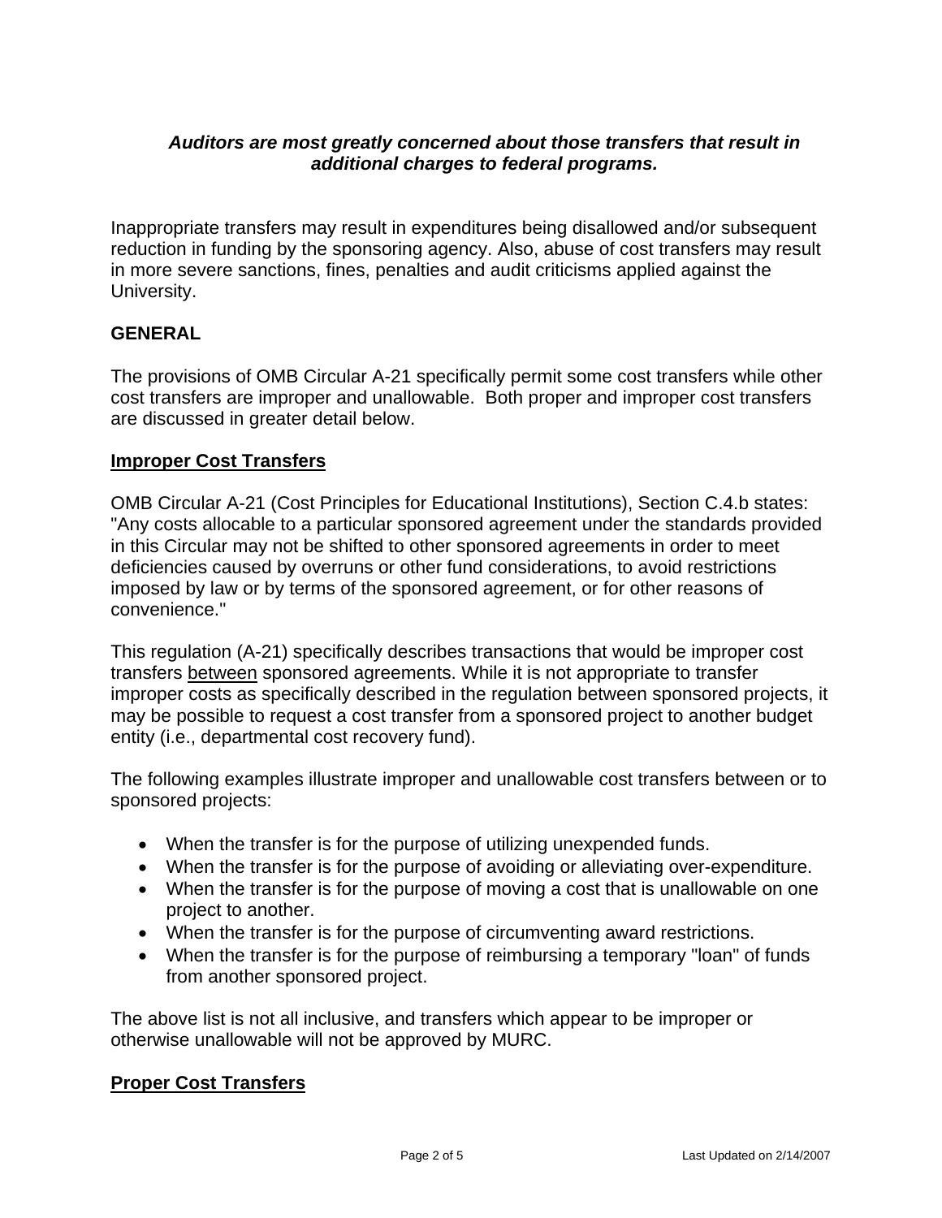***Auditors are most greatly concerned about those transfers that result in additional charges to federal programs.***

Inappropriate transfers may result in expenditures being disallowed and/or subsequent reduction in funding by the sponsoring agency. Also, abuse of cost transfers may result in more severe sanctions, fines, penalties and audit criticisms applied against the University.

**GENERAL**

The provisions of OMB Circular A-21 specifically permit some cost transfers while other cost transfers are improper and unallowable. Both proper and improper cost transfers are discussed in greater detail below.

**<u>Improper Cost Transfers</u>**

OMB Circular A-21 (Cost Principles for Educational Institutions), Section C.4.b states: "Any costs allocable to a particular sponsored agreement under the standards provided in this Circular may not be shifted to other sponsored agreements in order to meet deficiencies caused by overruns or other fund considerations, to avoid restrictions imposed by law or by terms of the sponsored agreement, or for other reasons of convenience."

This regulation (A-21) specifically describes transactions that would be improper cost transfers <u>between</u> sponsored agreements. While it is not appropriate to transfer improper costs as specifically described in the regulation between sponsored projects, it may be possible to request a cost transfer from a sponsored project to another budget entity (i.e., departmental cost recovery fund).

The following examples illustrate improper and unallowable cost transfers between or to sponsored projects:

- When the transfer is for the purpose of utilizing unexpended funds.
- When the transfer is for the purpose of avoiding or alleviating over-expenditure.
- When the transfer is for the purpose of moving a cost that is unallowable on one project to another.
- When the transfer is for the purpose of circumventing award restrictions.
- When the transfer is for the purpose of reimbursing a temporary "loan" of funds from another sponsored project.

The above list is not all inclusive, and transfers which appear to be improper or otherwise unallowable will not be approved by MURC.

**<u>Proper Cost Transfers</u>**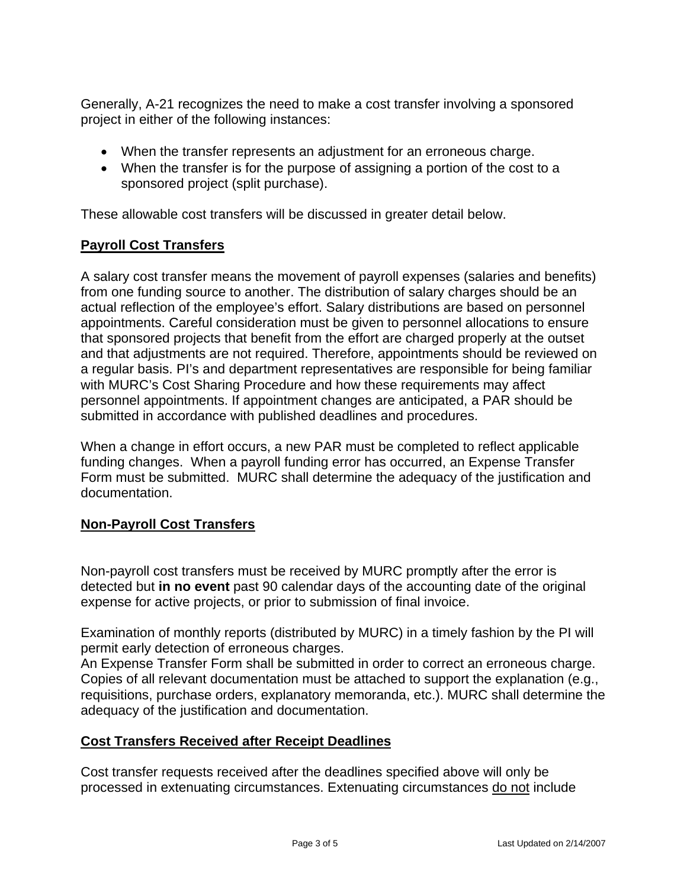Generally, A-21 recognizes the need to make a cost transfer involving a sponsored project in either of the following instances:

- When the transfer represents an adjustment for an erroneous charge.
- When the transfer is for the purpose of assigning a portion of the cost to a sponsored project (split purchase).

These allowable cost transfers will be discussed in greater detail below.

## Payroll Cost Transfers

A salary cost transfer means the movement of payroll expenses (salaries and benefits) from one funding source to another. The distribution of salary charges should be an actual reflection of the employee's effort. Salary distributions are based on personnel appointments. Careful consideration must be given to personnel allocations to ensure that sponsored projects that benefit from the effort are charged properly at the outset and that adjustments are not required. Therefore, appointments should be reviewed on a regular basis. PI's and department representatives are responsible for being familiar with MURC's Cost Sharing Procedure and how these requirements may affect personnel appointments. If appointment changes are anticipated, a PAR should be submitted in accordance with published deadlines and procedures.

When a change in effort occurs, a new PAR must be completed to reflect applicable funding changes. When a payroll funding error has occurred, an Expense Transfer Form must be submitted. MURC shall determine the adequacy of the justification and documentation.

## Non-Payroll Cost Transfers

Non-payroll cost transfers must be received by MURC promptly after the error is detected but **in no event** past 90 calendar days of the accounting date of the original expense for active projects, or prior to submission of final invoice.

Examination of monthly reports (distributed by MURC) in a timely fashion by the PI will permit early detection of erroneous charges.
An Expense Transfer Form shall be submitted in order to correct an erroneous charge. Copies of all relevant documentation must be attached to support the explanation (e.g., requisitions, purchase orders, explanatory memoranda, etc.). MURC shall determine the adequacy of the justification and documentation.

## Cost Transfers Received after Receipt Deadlines

Cost transfer requests received after the deadlines specified above will only be processed in extenuating circumstances. Extenuating circumstances do not include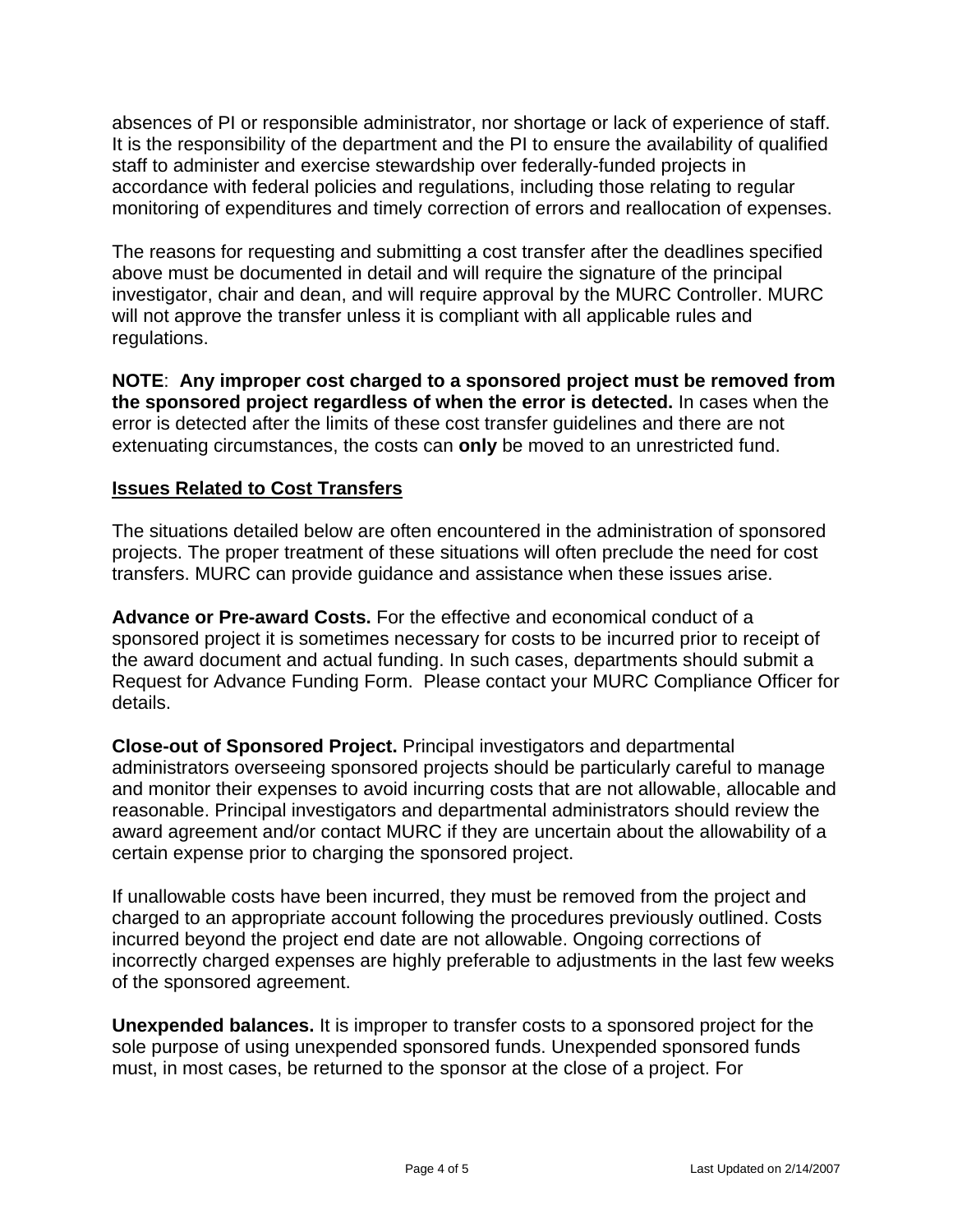absences of PI or responsible administrator, nor shortage or lack of experience of staff. It is the responsibility of the department and the PI to ensure the availability of qualified staff to administer and exercise stewardship over federally-funded projects in accordance with federal policies and regulations, including those relating to regular monitoring of expenditures and timely correction of errors and reallocation of expenses.

The reasons for requesting and submitting a cost transfer after the deadlines specified above must be documented in detail and will require the signature of the principal investigator, chair and dean, and will require approval by the MURC Controller. MURC will not approve the transfer unless it is compliant with all applicable rules and regulations.

**NOTE**: **Any improper cost charged to a sponsored project must be removed from the sponsored project regardless of when the error is detected.** In cases when the error is detected after the limits of these cost transfer guidelines and there are not extenuating circumstances, the costs can **only** be moved to an unrestricted fund.

## Issues Related to Cost Transfers

The situations detailed below are often encountered in the administration of sponsored projects. The proper treatment of these situations will often preclude the need for cost transfers. MURC can provide guidance and assistance when these issues arise.

**Advance or Pre-award Costs.** For the effective and economical conduct of a sponsored project it is sometimes necessary for costs to be incurred prior to receipt of the award document and actual funding. In such cases, departments should submit a Request for Advance Funding Form. Please contact your MURC Compliance Officer for details.

**Close-out of Sponsored Project.** Principal investigators and departmental administrators overseeing sponsored projects should be particularly careful to manage and monitor their expenses to avoid incurring costs that are not allowable, allocable and reasonable. Principal investigators and departmental administrators should review the award agreement and/or contact MURC if they are uncertain about the allowability of a certain expense prior to charging the sponsored project.

If unallowable costs have been incurred, they must be removed from the project and charged to an appropriate account following the procedures previously outlined. Costs incurred beyond the project end date are not allowable. Ongoing corrections of incorrectly charged expenses are highly preferable to adjustments in the last few weeks of the sponsored agreement.

**Unexpended balances.** It is improper to transfer costs to a sponsored project for the sole purpose of using unexpended sponsored funds. Unexpended sponsored funds must, in most cases, be returned to the sponsor at the close of a project. For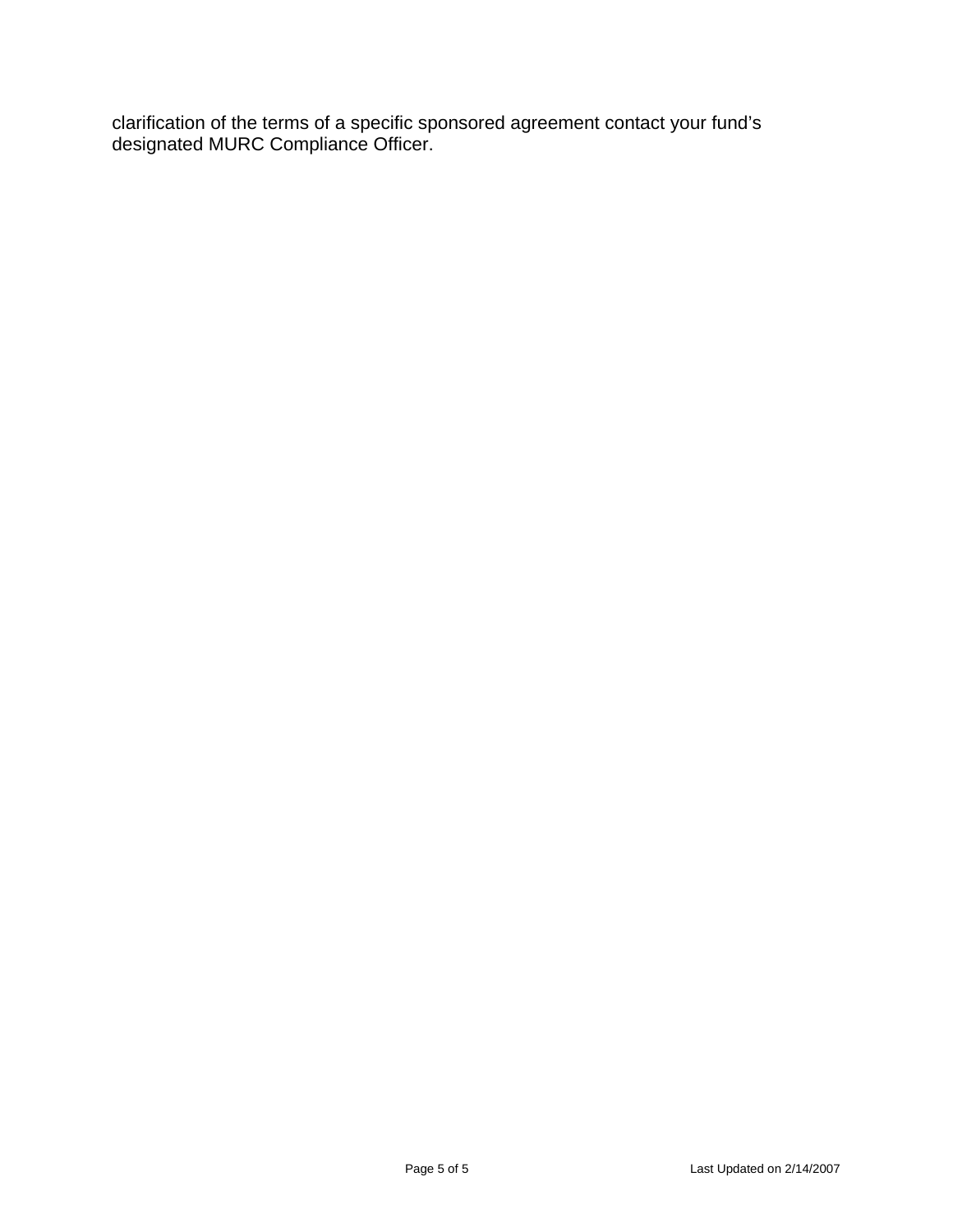clarification of the terms of a specific sponsored agreement contact your fund's designated MURC Compliance Officer.